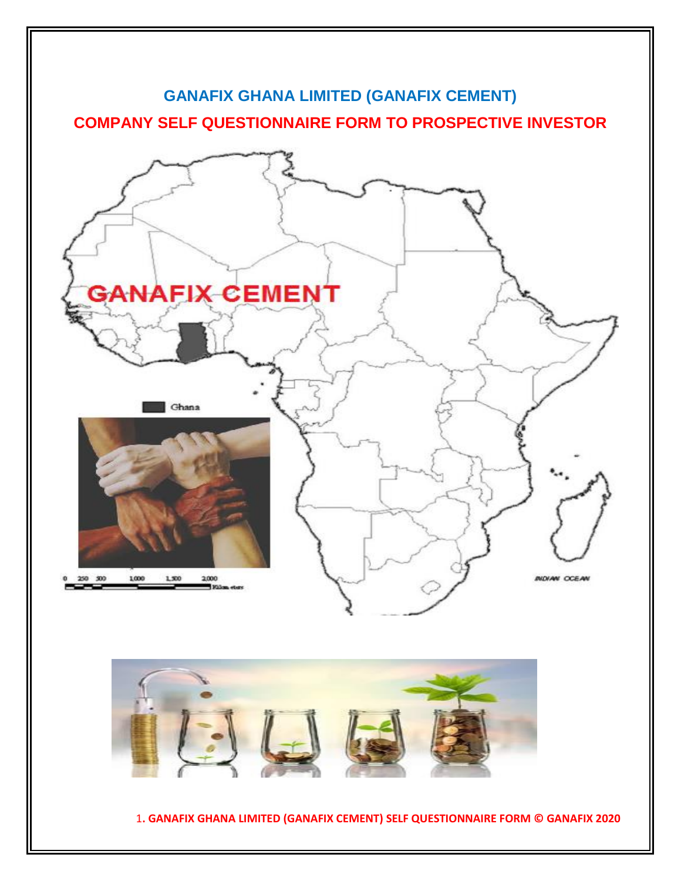# GANAFIX GHANA LIMITED (GANAFIX CEMENT)

## COMPANY SELF QUESTIONNAIRE FORM TO PROSPECTIVE INVESTOR

GANAFIX CEMENT

Ghana

1. GANAFIX GHANA LIMITED (GANAFIX CEMENT) SELF QUESTIONNAIRE FORM © GANAFIX 2020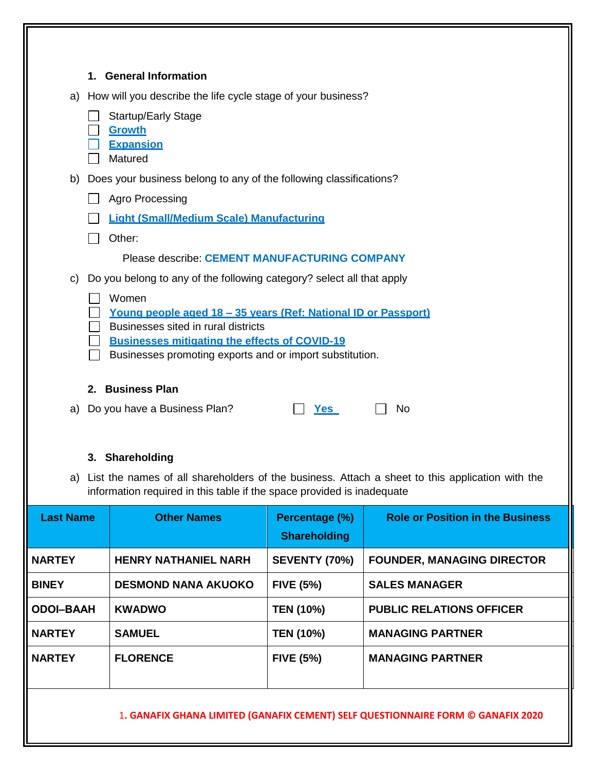## 1. General Information

a) How will you describe the life cycle stage of your business?

- ☐ Startup/Early Stage
- ☐ **Growth**
- ☐ **Expansion**
- ☐ Matured

b) Does your business belong to any of the following classifications?

- ☐ Agro Processing
- ☐ **Light (Small/Medium Scale) Manufacturing**
- ☐ Other:

Please describe: **CEMENT MANUFACTURING COMPANY**

c) Do you belong to any of the following category? select all that apply

- ☐ Women
- ☐ **Young people aged 18 – 35 years (Ref: National ID or Passport)**
- ☐ Businesses sited in rural districts
- ☐ **Businesses mitigating the effects of COVID-19**
- ☐ Businesses promoting exports and or import substitution.

## 2. Business Plan

a) Do you have a Business Plan? ☐ **Yes** ☐ No

## 3. Shareholding

a) List the names of all shareholders of the business. Attach a sheet to this application with the information required in this table if the space provided is inadequate

| Last Name | Other Names | Percentage (%) Shareholding | Role or Position in the Business |
|---|---|---|---|
| NARTEY | HENRY NATHANIEL NARH | SEVENTY (70%) | FOUNDER, MANAGING DIRECTOR |
| BINEY | DESMOND NANA AKUOKO | FIVE (5%) | SALES MANAGER |
| ODOI–BAAH | KWADWO | TEN (10%) | PUBLIC RELATIONS OFFICER |
| NARTEY | SAMUEL | TEN (10%) | MANAGING PARTNER |
| NARTEY | FLORENCE | FIVE (5%) | MANAGING PARTNER |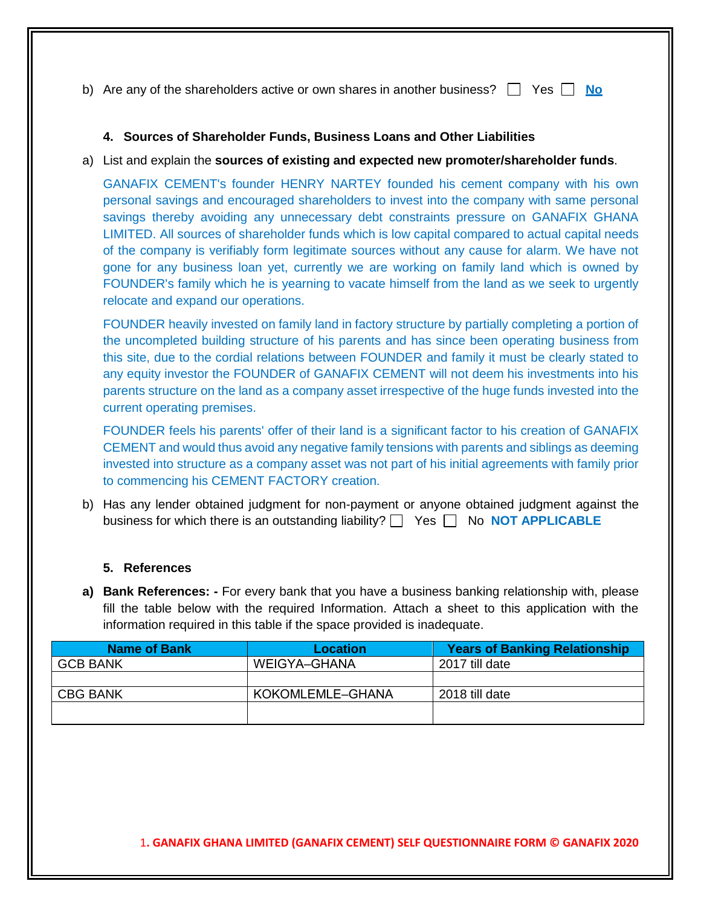b) Are any of the shareholders active or own shares in another business? ☐ Yes ☐ **No**

#### 4. Sources of Shareholder Funds, Business Loans and Other Liabilities

a) List and explain the **sources of existing and expected new promoter/shareholder funds**.

GANAFIX CEMENT's founder HENRY NARTEY founded his cement company with his own personal savings and encouraged shareholders to invest into the company with same personal savings thereby avoiding any unnecessary debt constraints pressure on GANAFIX GHANA LIMITED. All sources of shareholder funds which is low capital compared to actual capital needs of the company is verifiably form legitimate sources without any cause for alarm. We have not gone for any business loan yet, currently we are working on family land which is owned by FOUNDER's family which he is yearning to vacate himself from the land as we seek to urgently relocate and expand our operations.

FOUNDER heavily invested on family land in factory structure by partially completing a portion of the uncompleted building structure of his parents and has since been operating business from this site, due to the cordial relations between FOUNDER and family it must be clearly stated to any equity investor the FOUNDER of GANAFIX CEMENT will not deem his investments into his parents structure on the land as a company asset irrespective of the huge funds invested into the current operating premises.

FOUNDER feels his parents' offer of their land is a significant factor to his creation of GANAFIX CEMENT and would thus avoid any negative family tensions with parents and siblings as deeming invested into structure as a company asset was not part of his initial agreements with family prior to commencing his CEMENT FACTORY creation.

b) Has any lender obtained judgment for non-payment or anyone obtained judgment against the business for which there is an outstanding liability? ☐ Yes ☐ No **NOT APPLICABLE**

#### 5. References

**a) Bank References: -** For every bank that you have a business banking relationship with, please fill the table below with the required Information. Attach a sheet to this application with the information required in this table if the space provided is inadequate.

| Name of Bank | Location | Years of Banking Relationship |
|---|---|---|
| GCB BANK | WEIGYA–GHANA | 2017 till date |
| | | |
| CBG BANK | KOKOMLEMLE–GHANA | 2018 till date |
| | | |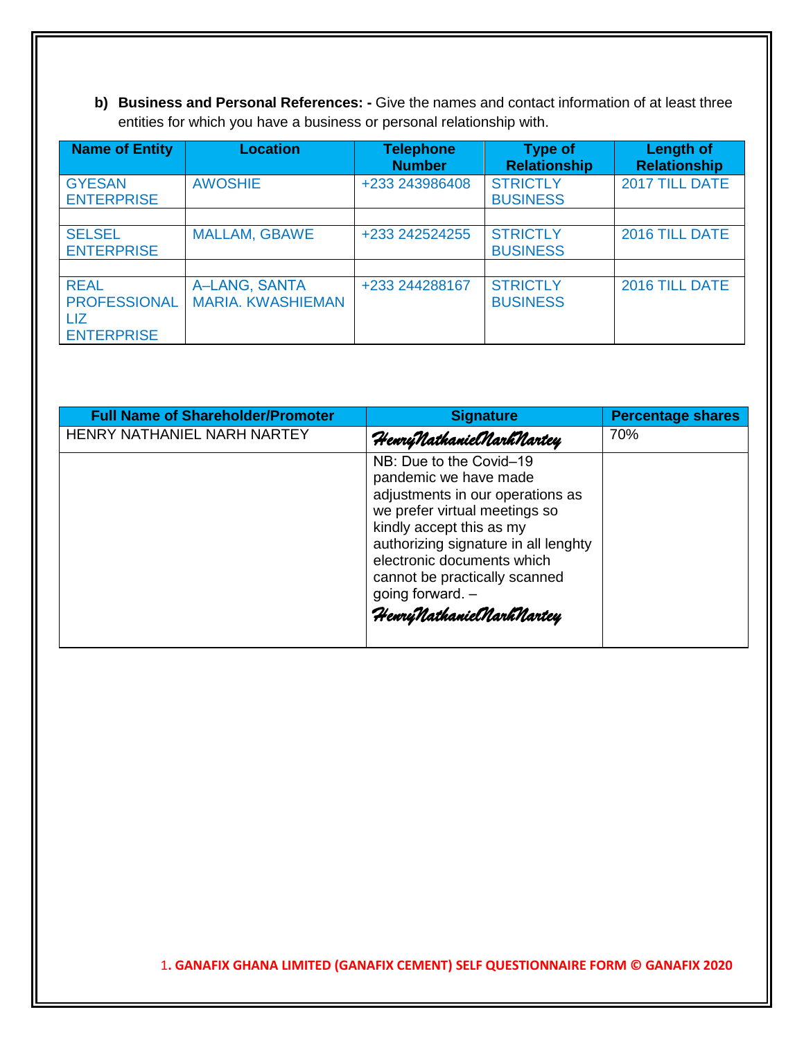**b) Business and Personal References: -** Give the names and contact information of at least three entities for which you have a business or personal relationship with.

| Name of Entity | Location | Telephone Number | Type of Relationship | Length of Relationship |
|---|---|---|---|---|
| GYESAN ENTERPRISE | AWOSHIE | +233 243986408 | STRICTLY BUSINESS | 2017 TILL DATE |
| | | | | |
| SELSEL ENTERPRISE | MALLAM, GBAWE | +233 242524255 | STRICTLY BUSINESS | 2016 TILL DATE |
| | | | | |
| REAL PROFESSIONAL LIZ ENTERPRISE | A–LANG, SANTA MARIA. KWASHIEMAN | +233 244288167 | STRICTLY BUSINESS | 2016 TILL DATE |

| Full Name of Shareholder/Promoter | Signature | Percentage shares |
|---|---|---|
| HENRY NATHANIEL NARH NARTEY | *HenryNathanielNarhNartey* | 70% |
| | NB: Due to the Covid–19 pandemic we have made adjustments in our operations as we prefer virtual meetings so kindly accept this as my authorizing signature in all lenghty electronic documents which cannot be practically scanned going forward. – *HenryNathanielNarhNartey* | |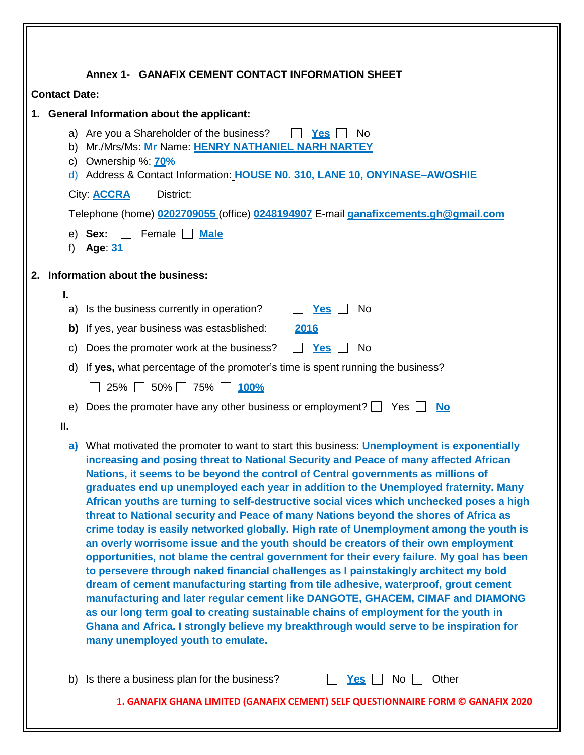### Annex 1- GANAFIX CEMENT CONTACT INFORMATION SHEET

**Contact Date:**

**1. General Information about the applicant:**

a) Are you a Shareholder of the business? ☐ **Yes** ☐ No

b) Mr./Mrs/Ms: **Mr** Name: **HENRY NATHANIEL NARH NARTEY**

c) Ownership %: **70%**

d) Address & Contact Information: **HOUSE N0. 310, LANE 10, ONYINASE–AWOSHIE**

City: **ACCRA** District:

Telephone (home) **0202709055** (office) **0248194907** E-mail **ganafixcements.gh@gmail.com**

e) **Sex:** ☐ Female ☐ **Male**

f) **Age**: **31**

**2. Information about the business:**

**I.**

a) Is the business currently in operation? ☐ **Yes** ☐ No

**b)** If yes, year business was estasblished: **2016**

c) Does the promoter work at the business? ☐ **Yes** ☐ No

d) If **yes,** what percentage of the promoter's time is spent running the business?

☐ 25% ☐ 50% ☐ 75% ☐ **100%**

e) Does the promoter have any other business or employment? ☐ Yes ☐ **No**

**II.**

**a)** What motivated the promoter to want to start this business: **Unemployment is exponentially increasing and posing threat to National Security and Peace of many affected African Nations, it seems to be beyond the control of Central governments as millions of graduates end up unemployed each year in addition to the Unemployed fraternity. Many African youths are turning to self-destructive social vices which unchecked poses a high threat to National security and Peace of many Nations beyond the shores of Africa as crime today is easily networked globally. High rate of Unemployment among the youth is an overly worrisome issue and the youth should be creators of their own employment opportunities, not blame the central government for their every failure. My goal has been to persevere through naked financial challenges as I painstakingly architect my bold dream of cement manufacturing starting from tile adhesive, waterproof, grout cement manufacturing and later regular cement like DANGOTE, GHACEM, CIMAF and DIAMONG as our long term goal to creating sustainable chains of employment for the youth in Ghana and Africa. I strongly believe my breakthrough would serve to be inspiration for many unemployed youth to emulate.**

b) Is there a business plan for the business? ☐ **Yes** ☐ No ☐ Other

1. **GANAFIX GHANA LIMITED (GANAFIX CEMENT) SELF QUESTIONNAIRE FORM © GANAFIX 2020**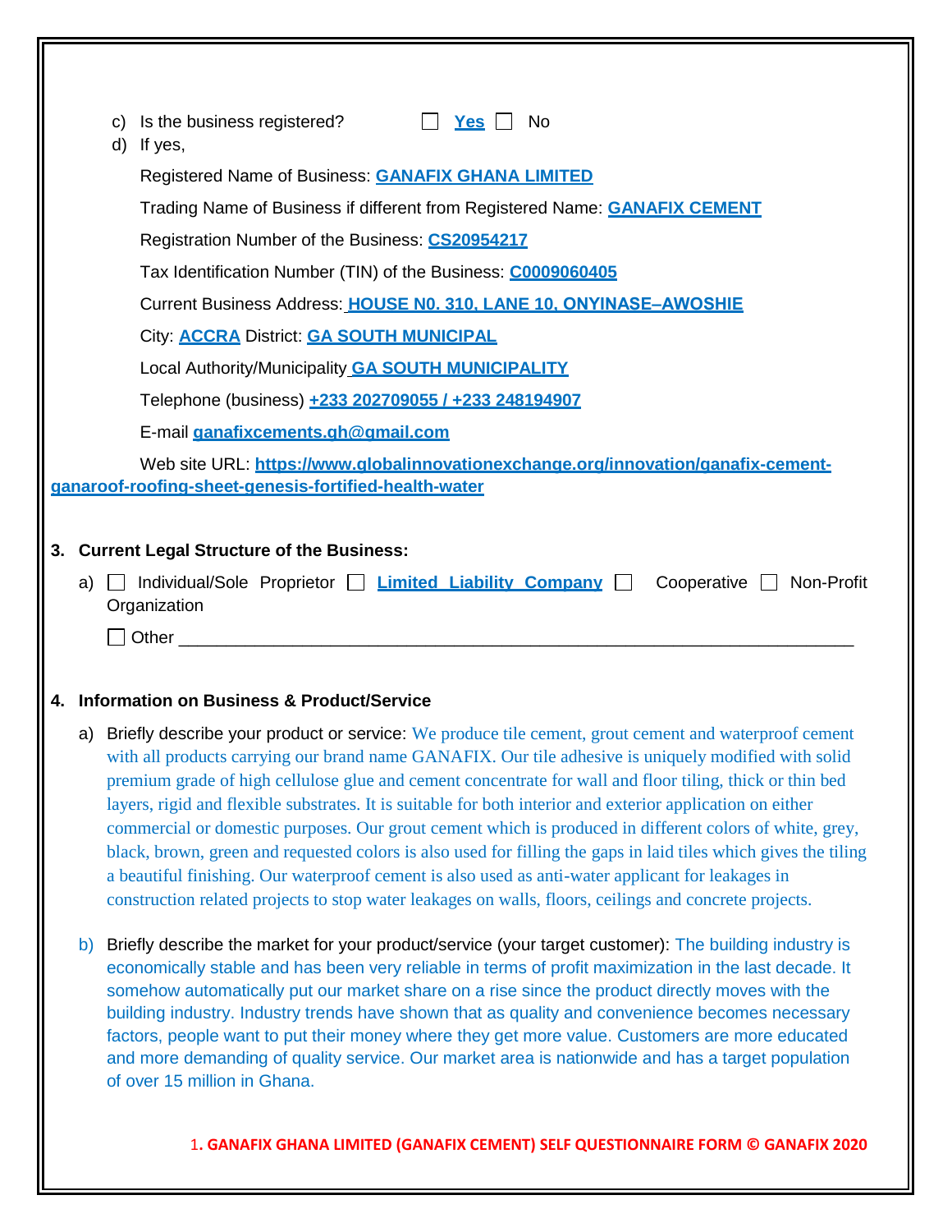c) Is the business registered? ☐ **Yes** ☐ No

d) If yes,

Registered Name of Business: **GANAFIX GHANA LIMITED**

Trading Name of Business if different from Registered Name: **GANAFIX CEMENT**

Registration Number of the Business: **CS20954217**

Tax Identification Number (TIN) of the Business: **C0009060405**

Current Business Address: **HOUSE N0. 310, LANE 10, ONYINASE–AWOSHIE**

City: **ACCRA** District: **GA SOUTH MUNICIPAL**

Local Authority/Municipality **GA SOUTH MUNICIPALITY**

Telephone (business) **+233 202709055 / +233 248194907**

E-mail **ganafixcements.gh@gmail.com**

Web site URL: **https://www.globalinnovationexchange.org/innovation/ganafix-cement-ganaroof-roofing-sheet-genesis-fortified-health-water**

**3. Current Legal Structure of the Business:**

a) ☐ Individual/Sole Proprietor ☐ **Limited Liability Company** ☐ Cooperative ☐ Non-Profit Organization

☐ Other ________________________________________________

**4. Information on Business & Product/Service**

a) Briefly describe your product or service: We produce tile cement, grout cement and waterproof cement with all products carrying our brand name GANAFIX. Our tile adhesive is uniquely modified with solid premium grade of high cellulose glue and cement concentrate for wall and floor tiling, thick or thin bed layers, rigid and flexible substrates. It is suitable for both interior and exterior application on either commercial or domestic purposes. Our grout cement which is produced in different colors of white, grey, black, brown, green and requested colors is also used for filling the gaps in laid tiles which gives the tiling a beautiful finishing. Our waterproof cement is also used as anti-water applicant for leakages in construction related projects to stop water leakages on walls, floors, ceilings and concrete projects.

b) Briefly describe the market for your product/service (your target customer): The building industry is economically stable and has been very reliable in terms of profit maximization in the last decade. It somehow automatically put our market share on a rise since the product directly moves with the building industry. Industry trends have shown that as quality and convenience becomes necessary factors, people want to put their money where they get more value. Customers are more educated and more demanding of quality service. Our market area is nationwide and has a target population of over 15 million in Ghana.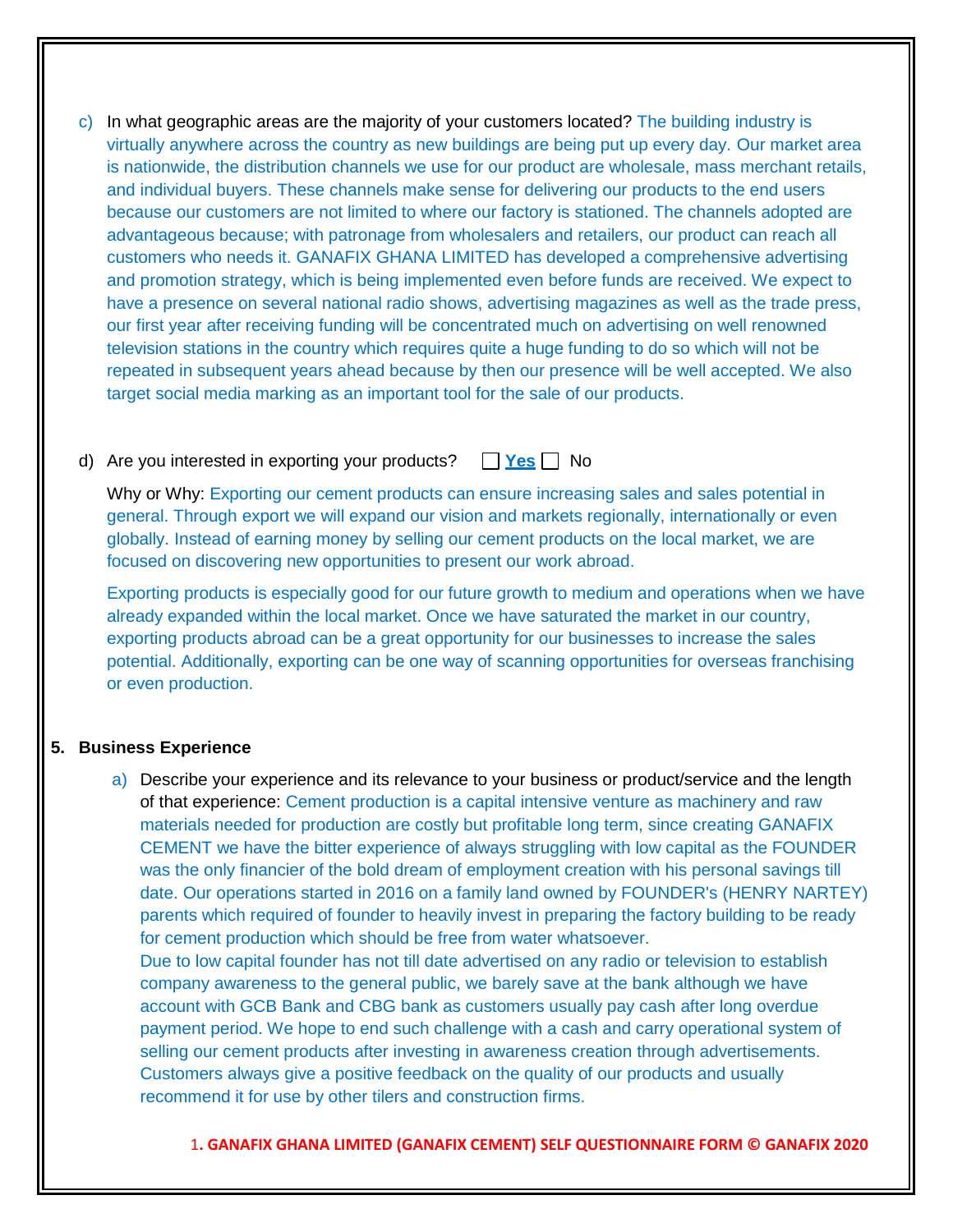c) In what geographic areas are the majority of your customers located? The building industry is virtually anywhere across the country as new buildings are being put up every day. Our market area is nationwide, the distribution channels we use for our product are wholesale, mass merchant retails, and individual buyers. These channels make sense for delivering our products to the end users because our customers are not limited to where our factory is stationed. The channels adopted are advantageous because; with patronage from wholesalers and retailers, our product can reach all customers who needs it. GANAFIX GHANA LIMITED has developed a comprehensive advertising and promotion strategy, which is being implemented even before funds are received. We expect to have a presence on several national radio shows, advertising magazines as well as the trade press, our first year after receiving funding will be concentrated much on advertising on well renowned television stations in the country which requires quite a huge funding to do so which will not be repeated in subsequent years ahead because by then our presence will be well accepted. We also target social media marking as an important tool for the sale of our products.

d) Are you interested in exporting your products? ☐ **Yes** ☐ No

Why or Why: Exporting our cement products can ensure increasing sales and sales potential in general. Through export we will expand our vision and markets regionally, internationally or even globally. Instead of earning money by selling our cement products on the local market, we are focused on discovering new opportunities to present our work abroad.

Exporting products is especially good for our future growth to medium and operations when we have already expanded within the local market. Once we have saturated the market in our country, exporting products abroad can be a great opportunity for our businesses to increase the sales potential. Additionally, exporting can be one way of scanning opportunities for overseas franchising or even production.

## 5. Business Experience

a) Describe your experience and its relevance to your business or product/service and the length of that experience: Cement production is a capital intensive venture as machinery and raw materials needed for production are costly but profitable long term, since creating GANAFIX CEMENT we have the bitter experience of always struggling with low capital as the FOUNDER was the only financier of the bold dream of employment creation with his personal savings till date. Our operations started in 2016 on a family land owned by FOUNDER's (HENRY NARTEY) parents which required of founder to heavily invest in preparing the factory building to be ready for cement production which should be free from water whatsoever.
Due to low capital founder has not till date advertised on any radio or television to establish company awareness to the general public, we barely save at the bank although we have account with GCB Bank and CBG bank as customers usually pay cash after long overdue payment period. We hope to end such challenge with a cash and carry operational system of selling our cement products after investing in awareness creation through advertisements. Customers always give a positive feedback on the quality of our products and usually recommend it for use by other tilers and construction firms.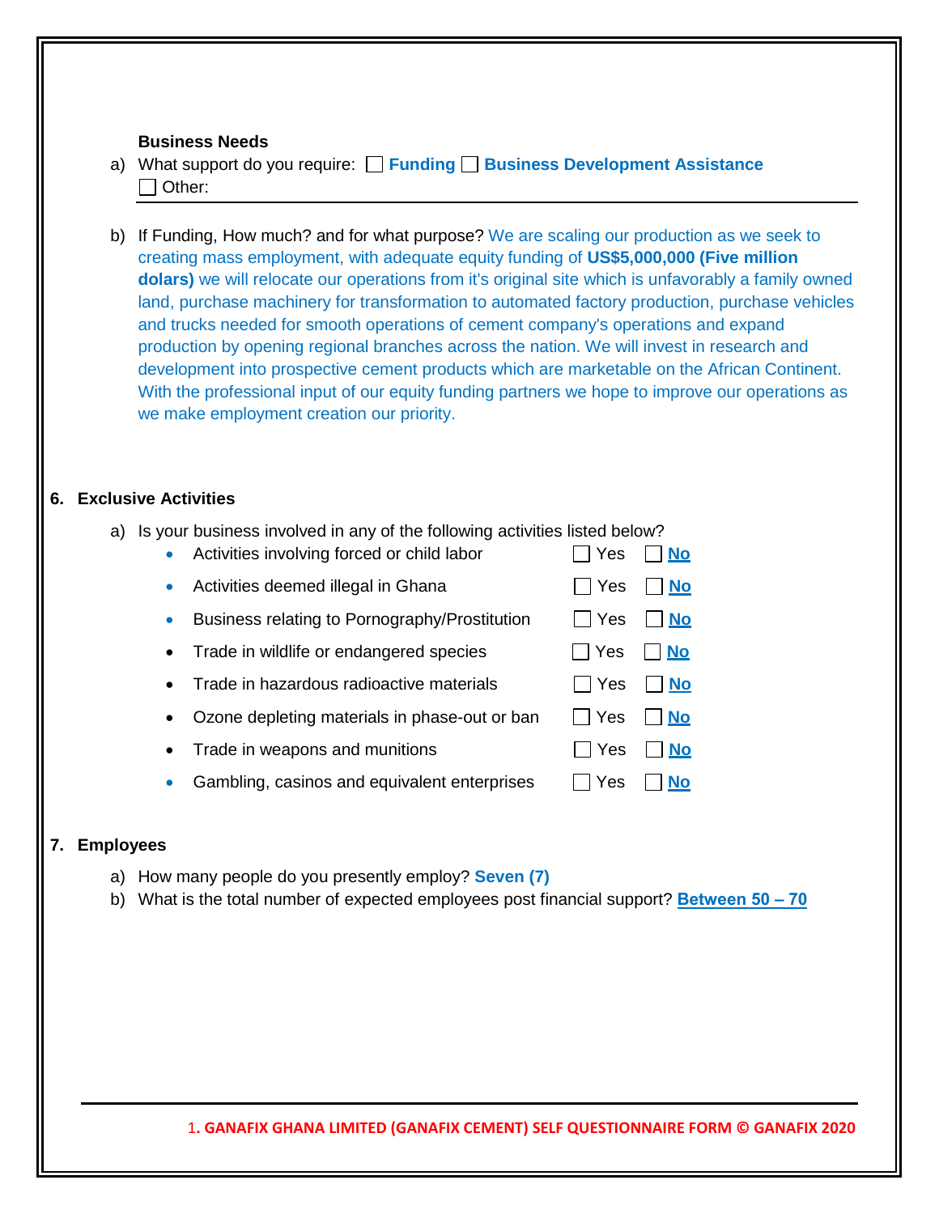**Business Needs**

a) What support do you require: ☐ **Funding** ☐ **Business Development Assistance**
☐ Other:

b) If Funding, How much? and for what purpose? We are scaling our production as we seek to creating mass employment, with adequate equity funding of **US$5,000,000 (Five million dolars)** we will relocate our operations from it's original site which is unfavorably a family owned land, purchase machinery for transformation to automated factory production, purchase vehicles and trucks needed for smooth operations of cement company's operations and expand production by opening regional branches across the nation. We will invest in research and development into prospective cement products which are marketable on the African Continent. With the professional input of our equity funding partners we hope to improve our operations as we make employment creation our priority.

## 6. Exclusive Activities

a) Is your business involved in any of the following activities listed below?

- Activities involving forced or child labor ☐ Yes ☐ **No**
- Activities deemed illegal in Ghana ☐ Yes ☐ **No**
- Business relating to Pornography/Prostitution ☐ Yes ☐ **No**
- Trade in wildlife or endangered species ☐ Yes ☐ **No**
- Trade in hazardous radioactive materials ☐ Yes ☐ **No**
- Ozone depleting materials in phase-out or ban ☐ Yes ☐ **No**
- Trade in weapons and munitions ☐ Yes ☐ **No**
- Gambling, casinos and equivalent enterprises ☐ Yes ☐ **No**

## 7. Employees

a) How many people do you presently employ? **Seven (7)**

b) What is the total number of expected employees post financial support? **Between 50 – 70**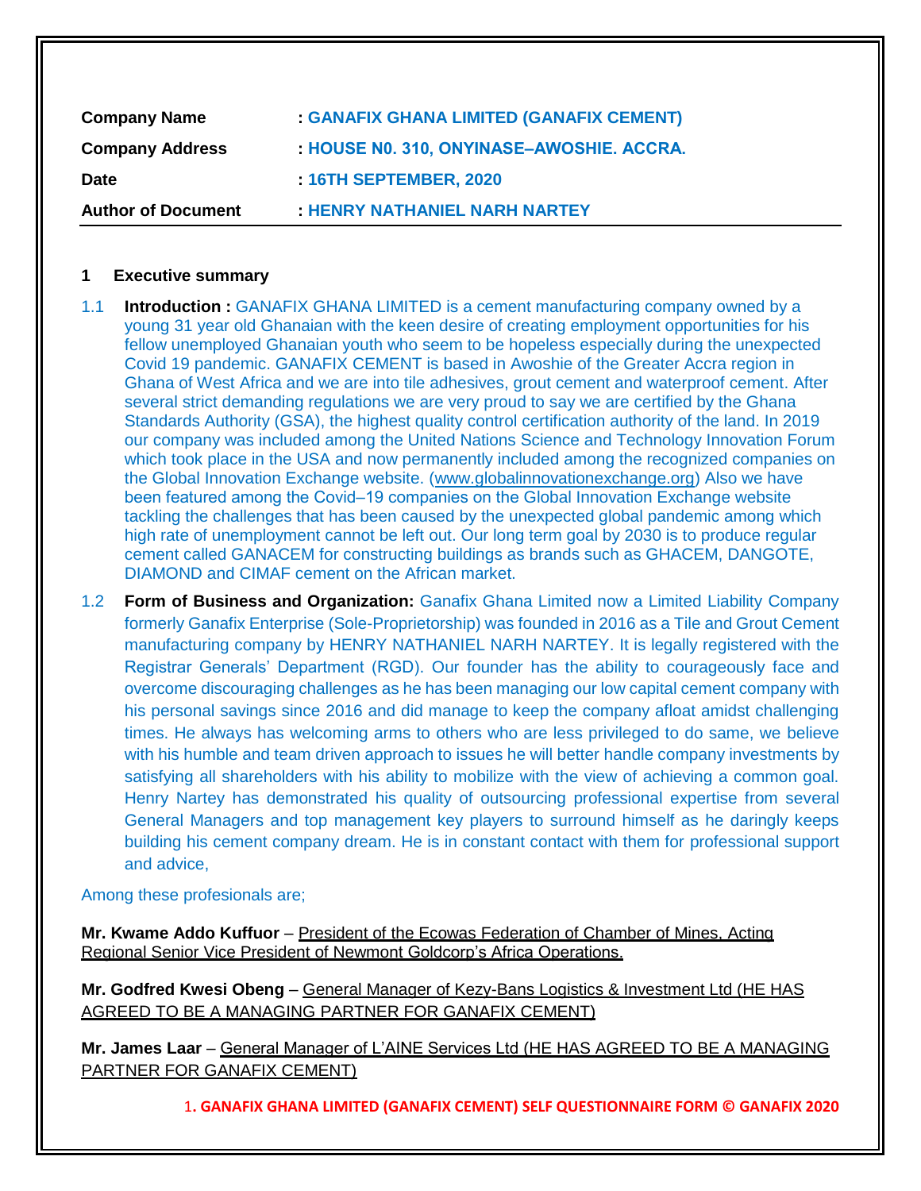| **Company Name** | : **GANAFIX GHANA LIMITED (GANAFIX CEMENT)** |
|---|---|
| **Company Address** | : **HOUSE N0. 310, ONYINASE–AWOSHIE. ACCRA.** |
| **Date** | : **16TH SEPTEMBER, 2020** |
| **Author of Document** | : **HENRY NATHANIEL NARH NARTEY** |

## 1 Executive summary

1.1 **Introduction :** GANAFIX GHANA LIMITED is a cement manufacturing company owned by a young 31 year old Ghanaian with the keen desire of creating employment opportunities for his fellow unemployed Ghanaian youth who seem to be hopeless especially during the unexpected Covid 19 pandemic. GANAFIX CEMENT is based in Awoshie of the Greater Accra region in Ghana of West Africa and we are into tile adhesives, grout cement and waterproof cement. After several strict demanding regulations we are very proud to say we are certified by the Ghana Standards Authority (GSA), the highest quality control certification authority of the land. In 2019 our company was included among the United Nations Science and Technology Innovation Forum which took place in the USA and now permanently included among the recognized companies on the Global Innovation Exchange website. (www.globalinnovationexchange.org) Also we have been featured among the Covid–19 companies on the Global Innovation Exchange website tackling the challenges that has been caused by the unexpected global pandemic among which high rate of unemployment cannot be left out. Our long term goal by 2030 is to produce regular cement called GANACEM for constructing buildings as brands such as GHACEM, DANGOTE, DIAMOND and CIMAF cement on the African market.

1.2 **Form of Business and Organization:** Ganafix Ghana Limited now a Limited Liability Company formerly Ganafix Enterprise (Sole-Proprietorship) was founded in 2016 as a Tile and Grout Cement manufacturing company by HENRY NATHANIEL NARH NARTEY. It is legally registered with the Registrar Generals' Department (RGD). Our founder has the ability to courageously face and overcome discouraging challenges as he has been managing our low capital cement company with his personal savings since 2016 and did manage to keep the company afloat amidst challenging times. He always has welcoming arms to others who are less privileged to do same, we believe with his humble and team driven approach to issues he will better handle company investments by satisfying all shareholders with his ability to mobilize with the view of achieving a common goal. Henry Nartey has demonstrated his quality of outsourcing professional expertise from several General Managers and top management key players to surround himself as he daringly keeps building his cement company dream. He is in constant contact with them for professional support and advice,

Among these profesionals are;

**Mr. Kwame Addo Kuffuor** – President of the Ecowas Federation of Chamber of Mines, Acting Regional Senior Vice President of Newmont Goldcorp's Africa Operations.

**Mr. Godfred Kwesi Obeng** – General Manager of Kezy-Bans Logistics & Investment Ltd (HE HAS AGREED TO BE A MANAGING PARTNER FOR GANAFIX CEMENT)

**Mr. James Laar** – General Manager of L'AINE Services Ltd (HE HAS AGREED TO BE A MANAGING PARTNER FOR GANAFIX CEMENT)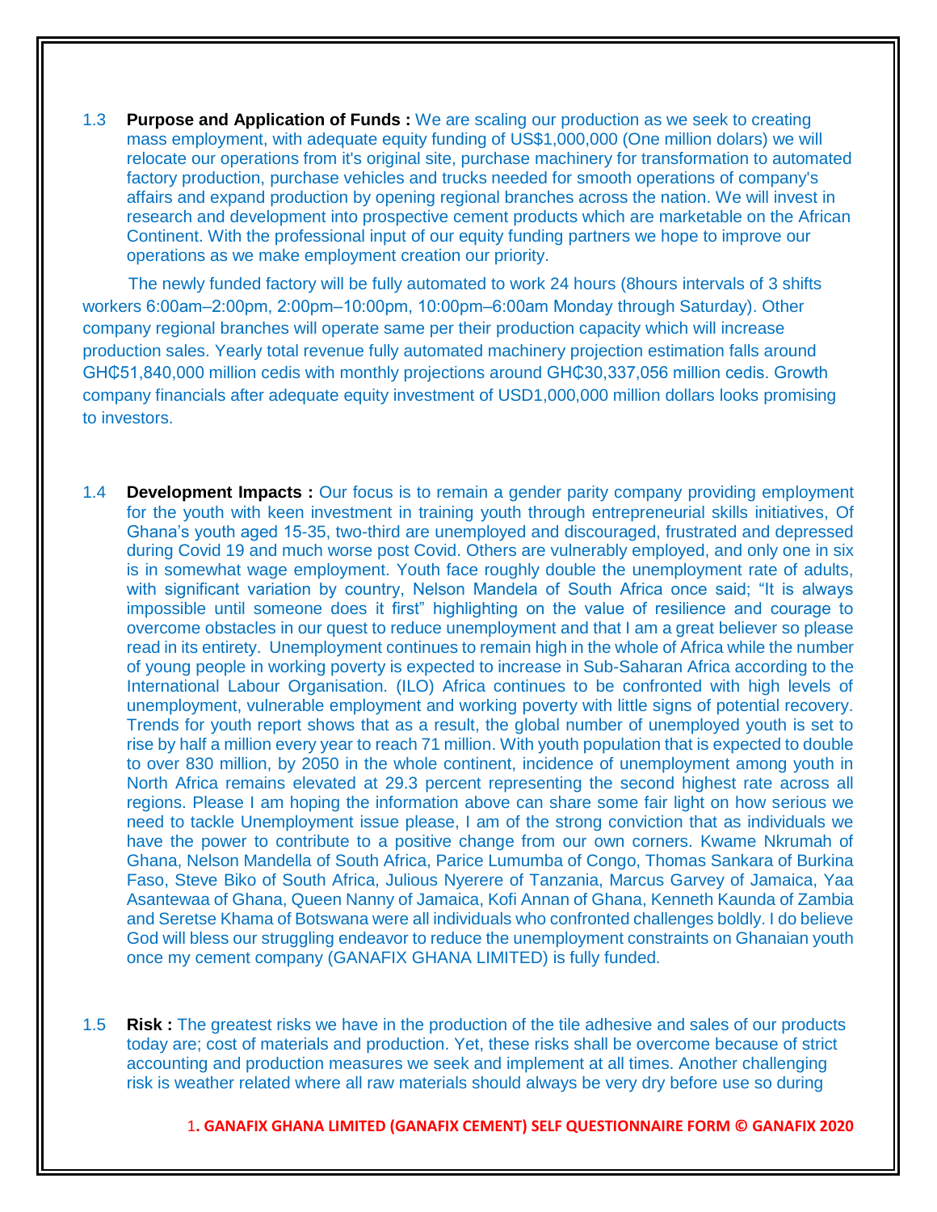1.3 **Purpose and Application of Funds :** We are scaling our production as we seek to creating mass employment, with adequate equity funding of US$1,000,000 (One million dolars) we will relocate our operations from it's original site, purchase machinery for transformation to automated factory production, purchase vehicles and trucks needed for smooth operations of company's affairs and expand production by opening regional branches across the nation. We will invest in research and development into prospective cement products which are marketable on the African Continent. With the professional input of our equity funding partners we hope to improve our operations as we make employment creation our priority.

The newly funded factory will be fully automated to work 24 hours (8hours intervals of 3 shifts workers 6:00am–2:00pm, 2:00pm–10:00pm, 10:00pm–6:00am Monday through Saturday). Other company regional branches will operate same per their production capacity which will increase production sales. Yearly total revenue fully automated machinery projection estimation falls around GH₵51,840,000 million cedis with monthly projections around GH₵30,337,056 million cedis. Growth company financials after adequate equity investment of USD1,000,000 million dollars looks promising to investors.

1.4 **Development Impacts :** Our focus is to remain a gender parity company providing employment for the youth with keen investment in training youth through entrepreneurial skills initiatives, Of Ghana's youth aged 15-35, two-third are unemployed and discouraged, frustrated and depressed during Covid 19 and much worse post Covid. Others are vulnerably employed, and only one in six is in somewhat wage employment. Youth face roughly double the unemployment rate of adults, with significant variation by country, Nelson Mandela of South Africa once said; "It is always impossible until someone does it first" highlighting on the value of resilience and courage to overcome obstacles in our quest to reduce unemployment and that I am a great believer so please read in its entirety. Unemployment continues to remain high in the whole of Africa while the number of young people in working poverty is expected to increase in Sub-Saharan Africa according to the International Labour Organisation. (ILO) Africa continues to be confronted with high levels of unemployment, vulnerable employment and working poverty with little signs of potential recovery. Trends for youth report shows that as a result, the global number of unemployed youth is set to rise by half a million every year to reach 71 million. With youth population that is expected to double to over 830 million, by 2050 in the whole continent, incidence of unemployment among youth in North Africa remains elevated at 29.3 percent representing the second highest rate across all regions. Please I am hoping the information above can share some fair light on how serious we need to tackle Unemployment issue please, I am of the strong conviction that as individuals we have the power to contribute to a positive change from our own corners. Kwame Nkrumah of Ghana, Nelson Mandella of South Africa, Parice Lumumba of Congo, Thomas Sankara of Burkina Faso, Steve Biko of South Africa, Julious Nyerere of Tanzania, Marcus Garvey of Jamaica, Yaa Asantewaa of Ghana, Queen Nanny of Jamaica, Kofi Annan of Ghana, Kenneth Kaunda of Zambia and Seretse Khama of Botswana were all individuals who confronted challenges boldly. I do believe God will bless our struggling endeavor to reduce the unemployment constraints on Ghanaian youth once my cement company (GANAFIX GHANA LIMITED) is fully funded.

1.5 **Risk :** The greatest risks we have in the production of the tile adhesive and sales of our products today are; cost of materials and production. Yet, these risks shall be overcome because of strict accounting and production measures we seek and implement at all times. Another challenging risk is weather related where all raw materials should always be very dry before use so during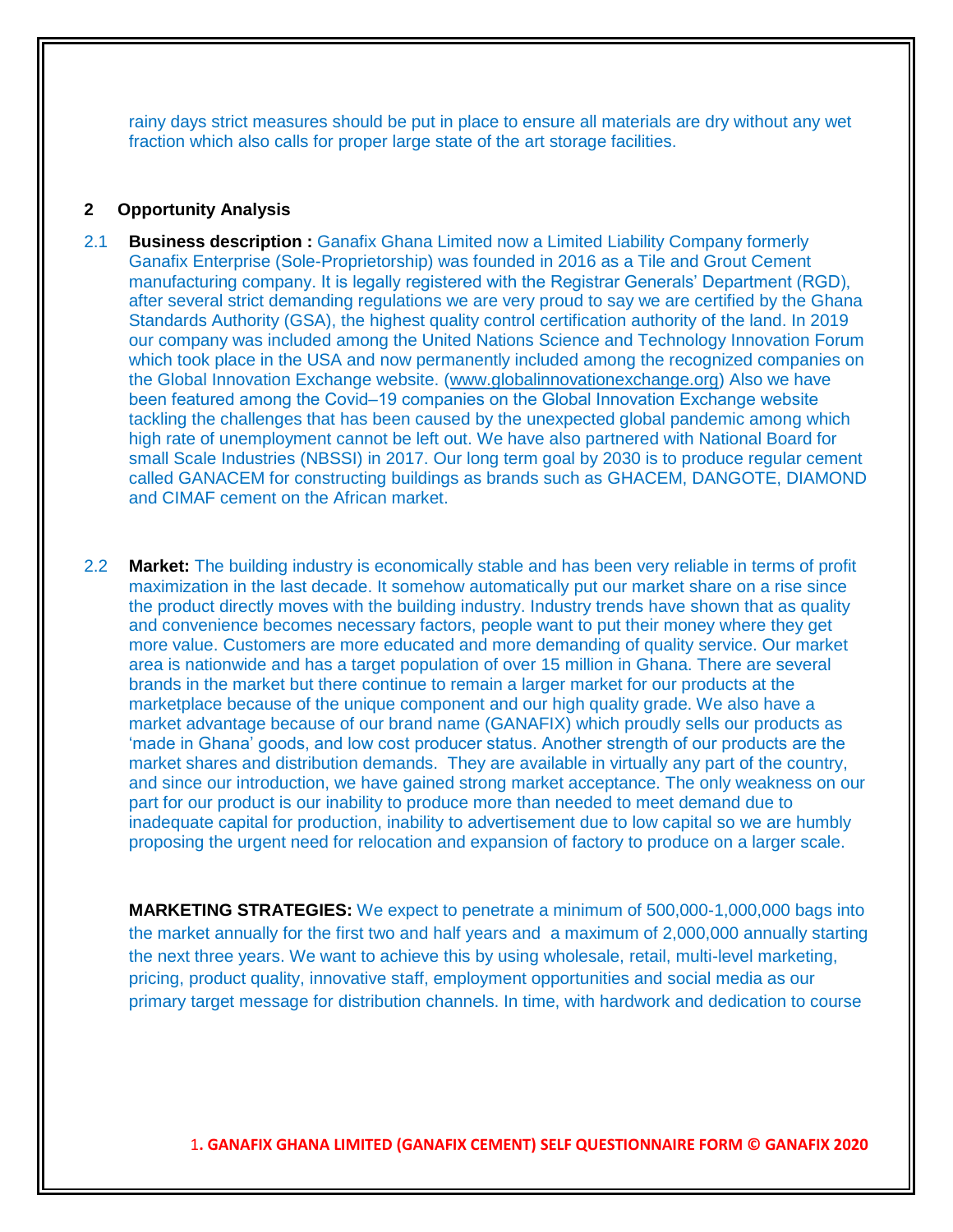rainy days strict measures should be put in place to ensure all materials are dry without any wet fraction which also calls for proper large state of the art storage facilities.

## 2 Opportunity Analysis

2.1 **Business description :** Ganafix Ghana Limited now a Limited Liability Company formerly Ganafix Enterprise (Sole-Proprietorship) was founded in 2016 as a Tile and Grout Cement manufacturing company. It is legally registered with the Registrar Generals' Department (RGD), after several strict demanding regulations we are very proud to say we are certified by the Ghana Standards Authority (GSA), the highest quality control certification authority of the land. In 2019 our company was included among the United Nations Science and Technology Innovation Forum which took place in the USA and now permanently included among the recognized companies on the Global Innovation Exchange website. (www.globalinnovationexchange.org) Also we have been featured among the Covid–19 companies on the Global Innovation Exchange website tackling the challenges that has been caused by the unexpected global pandemic among which high rate of unemployment cannot be left out. We have also partnered with National Board for small Scale Industries (NBSSI) in 2017. Our long term goal by 2030 is to produce regular cement called GANACEM for constructing buildings as brands such as GHACEM, DANGOTE, DIAMOND and CIMAF cement on the African market.

2.2 **Market:** The building industry is economically stable and has been very reliable in terms of profit maximization in the last decade. It somehow automatically put our market share on a rise since the product directly moves with the building industry. Industry trends have shown that as quality and convenience becomes necessary factors, people want to put their money where they get more value. Customers are more educated and more demanding of quality service. Our market area is nationwide and has a target population of over 15 million in Ghana. There are several brands in the market but there continue to remain a larger market for our products at the marketplace because of the unique component and our high quality grade. We also have a market advantage because of our brand name (GANAFIX) which proudly sells our products as 'made in Ghana' goods, and low cost producer status. Another strength of our products are the market shares and distribution demands. They are available in virtually any part of the country, and since our introduction, we have gained strong market acceptance. The only weakness on our part for our product is our inability to produce more than needed to meet demand due to inadequate capital for production, inability to advertisement due to low capital so we are humbly proposing the urgent need for relocation and expansion of factory to produce on a larger scale.

**MARKETING STRATEGIES:** We expect to penetrate a minimum of 500,000-1,000,000 bags into the market annually for the first two and half years and a maximum of 2,000,000 annually starting the next three years. We want to achieve this by using wholesale, retail, multi-level marketing, pricing, product quality, innovative staff, employment opportunities and social media as our primary target message for distribution channels. In time, with hardwork and dedication to course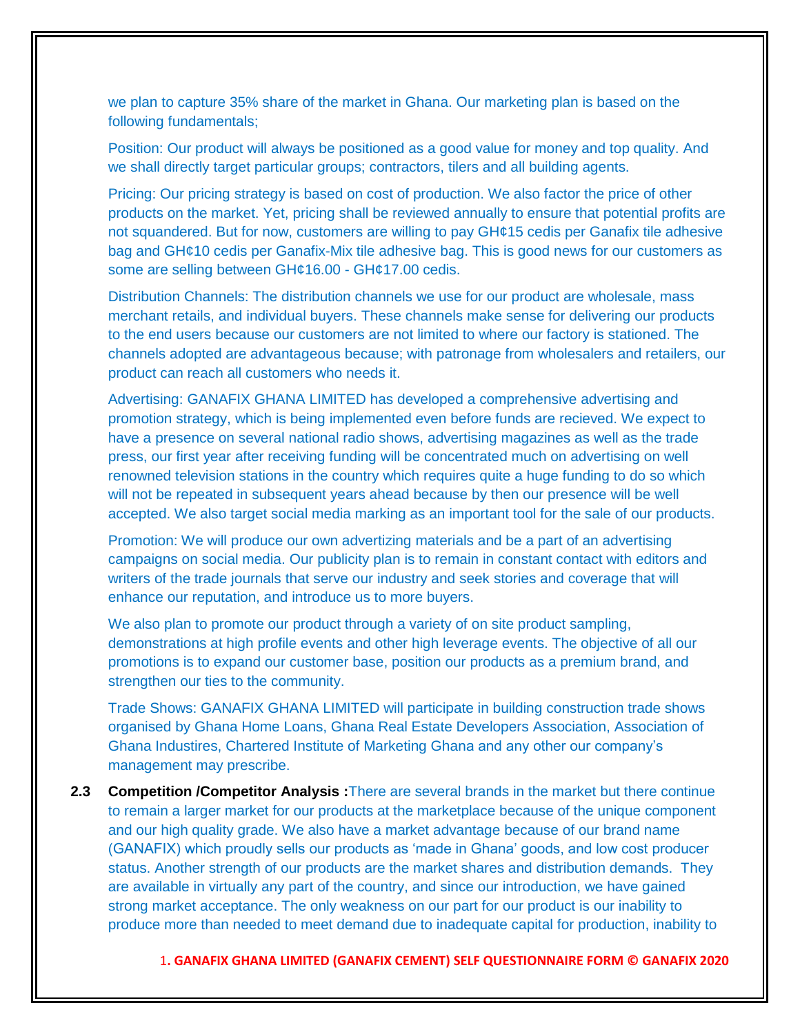we plan to capture 35% share of the market in Ghana. Our marketing plan is based on the following fundamentals;

Position: Our product will always be positioned as a good value for money and top quality. And we shall directly target particular groups; contractors, tilers and all building agents.

Pricing: Our pricing strategy is based on cost of production. We also factor the price of other products on the market. Yet, pricing shall be reviewed annually to ensure that potential profits are not squandered. But for now, customers are willing to pay GH¢15 cedis per Ganafix tile adhesive bag and GH¢10 cedis per Ganafix-Mix tile adhesive bag. This is good news for our customers as some are selling between GH¢16.00 - GH¢17.00 cedis.

Distribution Channels: The distribution channels we use for our product are wholesale, mass merchant retails, and individual buyers. These channels make sense for delivering our products to the end users because our customers are not limited to where our factory is stationed. The channels adopted are advantageous because; with patronage from wholesalers and retailers, our product can reach all customers who needs it.

Advertising: GANAFIX GHANA LIMITED has developed a comprehensive advertising and promotion strategy, which is being implemented even before funds are recieved. We expect to have a presence on several national radio shows, advertising magazines as well as the trade press, our first year after receiving funding will be concentrated much on advertising on well renowned television stations in the country which requires quite a huge funding to do so which will not be repeated in subsequent years ahead because by then our presence will be well accepted. We also target social media marking as an important tool for the sale of our products.

Promotion: We will produce our own advertizing materials and be a part of an advertising campaigns on social media. Our publicity plan is to remain in constant contact with editors and writers of the trade journals that serve our industry and seek stories and coverage that will enhance our reputation, and introduce us to more buyers.

We also plan to promote our product through a variety of on site product sampling, demonstrations at high profile events and other high leverage events. The objective of all our promotions is to expand our customer base, position our products as a premium brand, and strengthen our ties to the community.

Trade Shows: GANAFIX GHANA LIMITED will participate in building construction trade shows organised by Ghana Home Loans, Ghana Real Estate Developers Association, Association of Ghana Industires, Chartered Institute of Marketing Ghana and any other our company's management may prescribe.

**2.3 Competition /Competitor Analysis :** There are several brands in the market but there continue to remain a larger market for our products at the marketplace because of the unique component and our high quality grade. We also have a market advantage because of our brand name (GANAFIX) which proudly sells our products as 'made in Ghana' goods, and low cost producer status. Another strength of our products are the market shares and distribution demands. They are available in virtually any part of the country, and since our introduction, we have gained strong market acceptance. The only weakness on our part for our product is our inability to produce more than needed to meet demand due to inadequate capital for production, inability to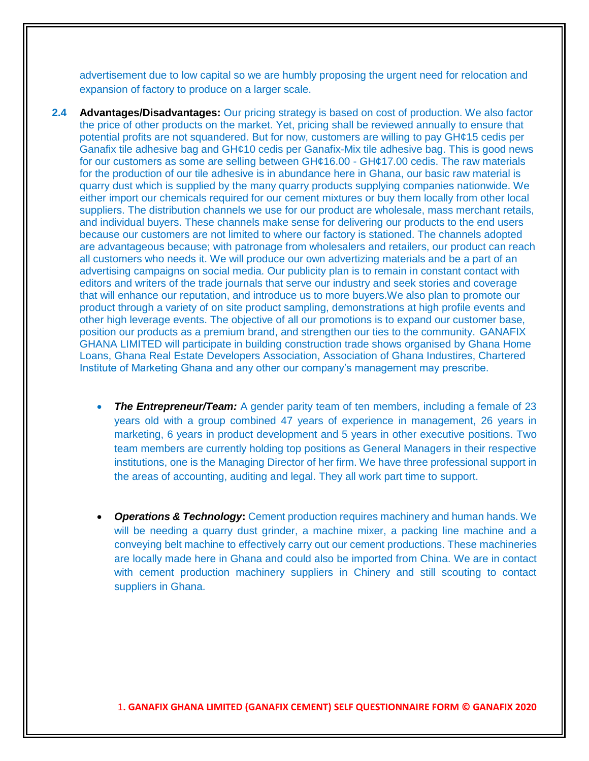advertisement due to low capital so we are humbly proposing the urgent need for relocation and expansion of factory to produce on a larger scale.

**2.4 Advantages/Disadvantages:** Our pricing strategy is based on cost of production. We also factor the price of other products on the market. Yet, pricing shall be reviewed annually to ensure that potential profits are not squandered. But for now, customers are willing to pay GH¢15 cedis per Ganafix tile adhesive bag and GH¢10 cedis per Ganafix-Mix tile adhesive bag. This is good news for our customers as some are selling between GH¢16.00 - GH¢17.00 cedis. The raw materials for the production of our tile adhesive is in abundance here in Ghana, our basic raw material is quarry dust which is supplied by the many quarry products supplying companies nationwide. We either import our chemicals required for our cement mixtures or buy them locally from other local suppliers. The distribution channels we use for our product are wholesale, mass merchant retails, and individual buyers. These channels make sense for delivering our products to the end users because our customers are not limited to where our factory is stationed. The channels adopted are advantageous because; with patronage from wholesalers and retailers, our product can reach all customers who needs it. We will produce our own advertizing materials and be a part of an advertising campaigns on social media. Our publicity plan is to remain in constant contact with editors and writers of the trade journals that serve our industry and seek stories and coverage that will enhance our reputation, and introduce us to more buyers.We also plan to promote our product through a variety of on site product sampling, demonstrations at high profile events and other high leverage events. The objective of all our promotions is to expand our customer base, position our products as a premium brand, and strengthen our ties to the community. GANAFIX GHANA LIMITED will participate in building construction trade shows organised by Ghana Home Loans, Ghana Real Estate Developers Association, Association of Ghana Industires, Chartered Institute of Marketing Ghana and any other our company's management may prescribe.

- ***The Entrepreneur/Team:*** A gender parity team of ten members, including a female of 23 years old with a group combined 47 years of experience in management, 26 years in marketing, 6 years in product development and 5 years in other executive positions. Two team members are currently holding top positions as General Managers in their respective institutions, one is the Managing Director of her firm. We have three professional support in the areas of accounting, auditing and legal. They all work part time to support.

- ***Operations & Technology*:** Cement production requires machinery and human hands. We will be needing a quarry dust grinder, a machine mixer, a packing line machine and a conveying belt machine to effectively carry out our cement productions. These machineries are locally made here in Ghana and could also be imported from China. We are in contact with cement production machinery suppliers in Chinery and still scouting to contact suppliers in Ghana.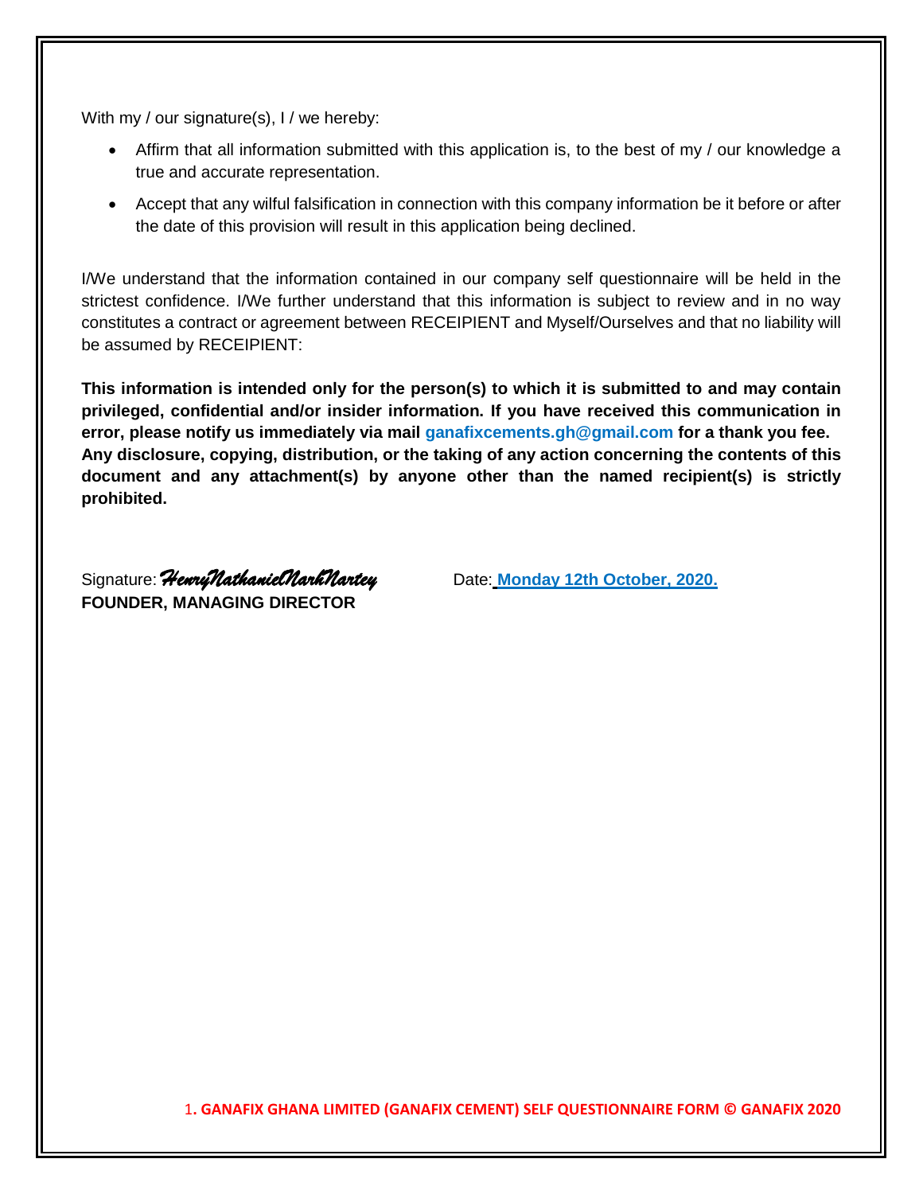With my / our signature(s), I / we hereby:

- Affirm that all information submitted with this application is, to the best of my / our knowledge a true and accurate representation.
- Accept that any wilful falsification in connection with this company information be it before or after the date of this provision will result in this application being declined.

I/We understand that the information contained in our company self questionnaire will be held in the strictest confidence. I/We further understand that this information is subject to review and in no way constitutes a contract or agreement between RECEIPIENT and Myself/Ourselves and that no liability will be assumed by RECEIPIENT:

**This information is intended only for the person(s) to which it is submitted to and may contain privileged, confidential and/or insider information. If you have received this communication in error, please notify us immediately via mail ganafixcements.gh@gmail.com for a thank you fee. Any disclosure, copying, distribution, or the taking of any action concerning the contents of this document and any attachment(s) by anyone other than the named recipient(s) is strictly prohibited.**

Signature: *HenryNathanielNarkNartey* Date: **Monday 12th October, 2020.**

**FOUNDER, MANAGING DIRECTOR**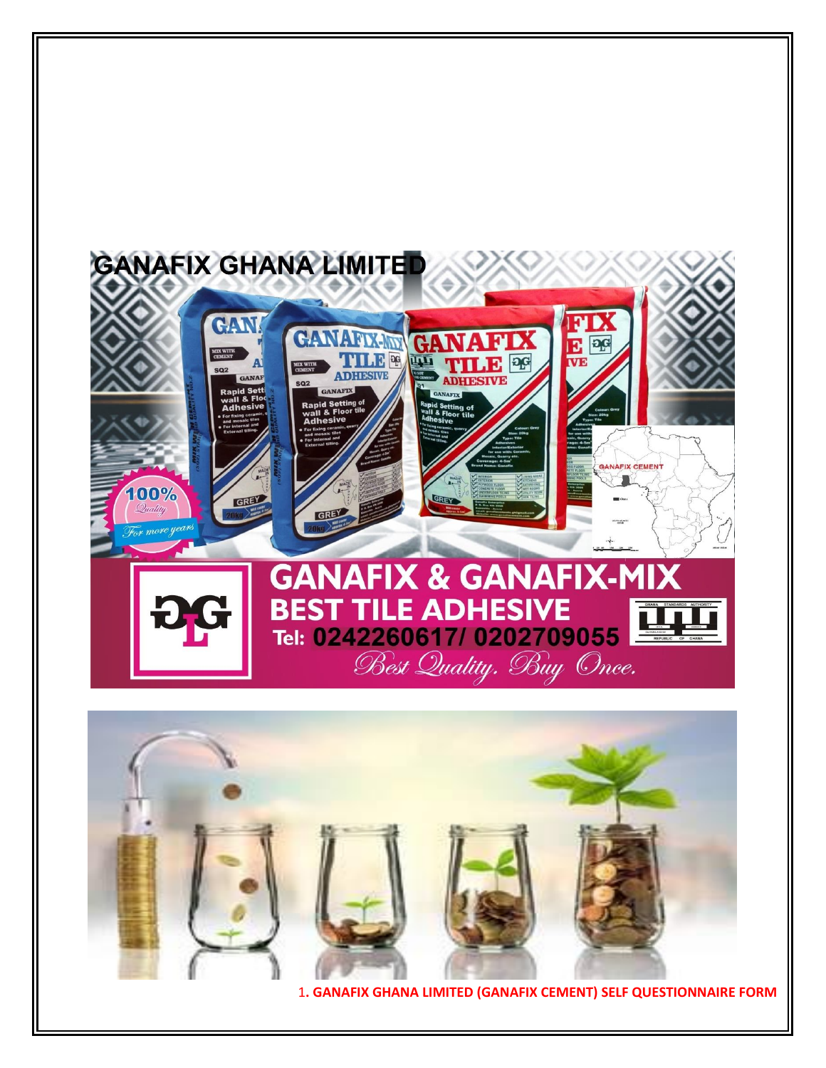1. **GANAFIX GHANA LIMITED (GANAFIX CEMENT) SELF QUESTIONNAIRE FORM**